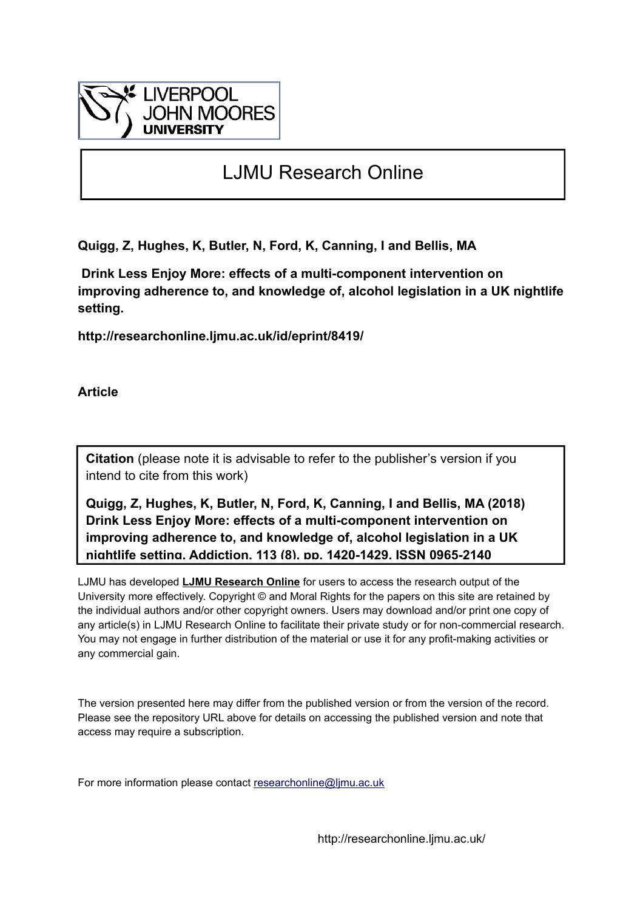LIVERPOOL JOHN MOORES UNIVERSITY

# LJMU Research Online

**Quigg, Z, Hughes, K, Butler, N, Ford, K, Canning, I and Bellis, MA**

**Drink Less Enjoy More: effects of a multi-component intervention on improving adherence to, and knowledge of, alcohol legislation in a UK nightlife setting.**

**http://researchonline.ljmu.ac.uk/id/eprint/8419/**

**Article**

**Citation** (please note it is advisable to refer to the publisher's version if you intend to cite from this work)

**Quigg, Z, Hughes, K, Butler, N, Ford, K, Canning, I and Bellis, MA (2018) Drink Less Enjoy More: effects of a multi-component intervention on improving adherence to, and knowledge of, alcohol legislation in a UK nightlife setting. Addiction, 113 (8). pp. 1420-1429. ISSN 0965-2140**

LJMU has developed **LJMU Research Online** for users to access the research output of the University more effectively. Copyright © and Moral Rights for the papers on this site are retained by the individual authors and/or other copyright owners. Users may download and/or print one copy of any article(s) in LJMU Research Online to facilitate their private study or for non-commercial research. You may not engage in further distribution of the material or use it for any profit-making activities or any commercial gain.

The version presented here may differ from the published version or from the version of the record. Please see the repository URL above for details on accessing the published version and note that access may require a subscription.

For more information please contact researchonline@ljmu.ac.uk

http://researchonline.ljmu.ac.uk/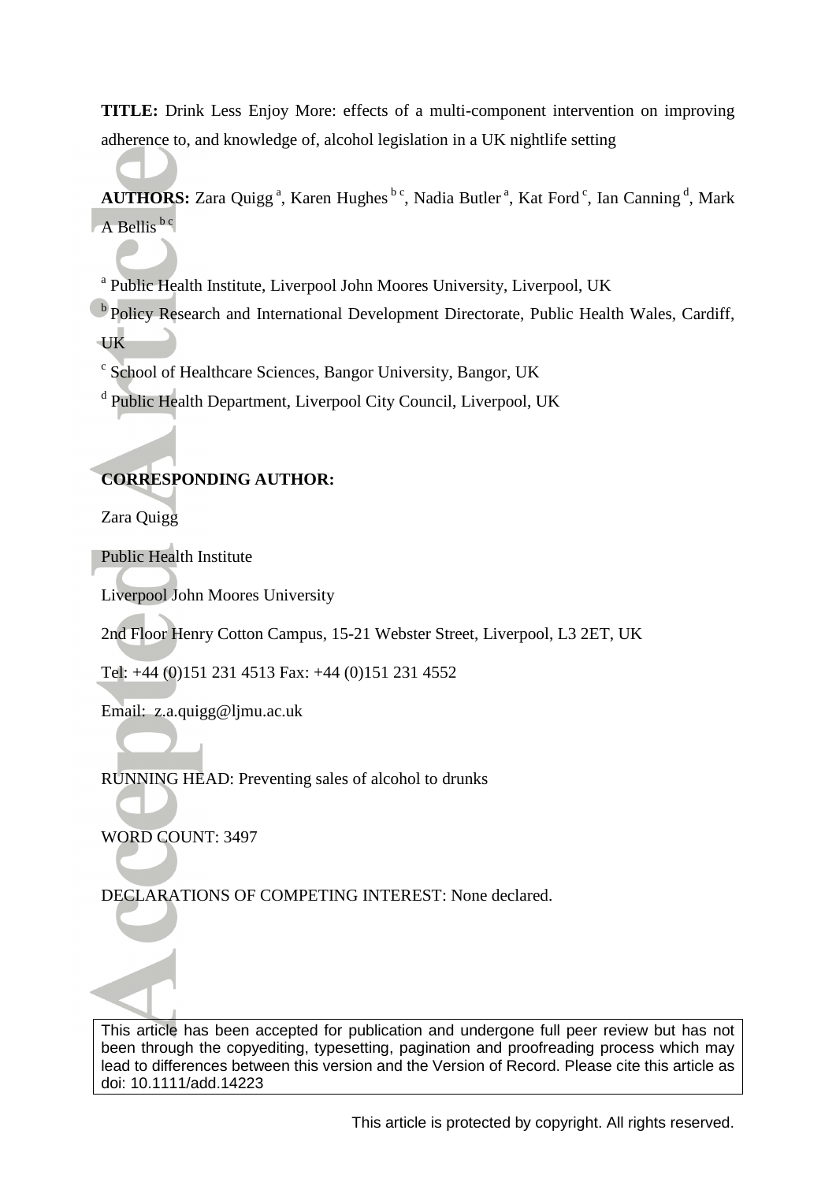**TITLE:** Drink Less Enjoy More: effects of a multi-component intervention on improving adherence to, and knowledge of, alcohol legislation in a UK nightlife setting

**AUTHORS:** Zara Quigg [a], Karen Hughes [b c], Nadia Butler [a], Kat Ford [c], Ian Canning [d], Mark A Bellis [b c]

[a] Public Health Institute, Liverpool John Moores University, Liverpool, UK

[b] Policy Research and International Development Directorate, Public Health Wales, Cardiff, UK

[c] School of Healthcare Sciences, Bangor University, Bangor, UK

[d] Public Health Department, Liverpool City Council, Liverpool, UK

**CORRESPONDING AUTHOR:**

Zara Quigg

Public Health Institute

Liverpool John Moores University

2nd Floor Henry Cotton Campus, 15-21 Webster Street, Liverpool, L3 2ET, UK

Tel: +44 (0)151 231 4513 Fax: +44 (0)151 231 4552

Email: z.a.quigg@ljmu.ac.uk

RUNNING HEAD: Preventing sales of alcohol to drunks

WORD COUNT: 3497

DECLARATIONS OF COMPETING INTEREST: None declared.

This article has been accepted for publication and undergone full peer review but has not been through the copyediting, typesetting, pagination and proofreading process which may lead to differences between this version and the Version of Record. Please cite this article as doi: 10.1111/add.14223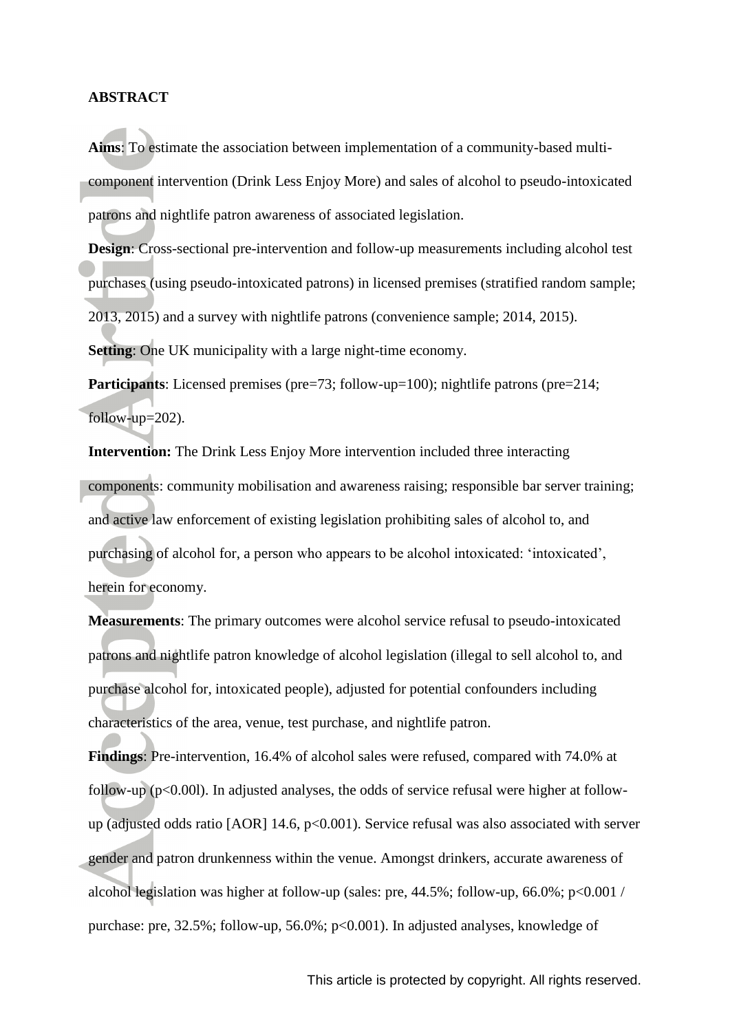## ABSTRACT

**Aims**: To estimate the association between implementation of a community-based multi-component intervention (Drink Less Enjoy More) and sales of alcohol to pseudo-intoxicated patrons and nightlife patron awareness of associated legislation.

**Design**: Cross-sectional pre-intervention and follow-up measurements including alcohol test purchases (using pseudo-intoxicated patrons) in licensed premises (stratified random sample; 2013, 2015) and a survey with nightlife patrons (convenience sample; 2014, 2015).

**Setting**: One UK municipality with a large night-time economy.

**Participants**: Licensed premises (pre=73; follow-up=100); nightlife patrons (pre=214; follow-up=202).

**Intervention:** The Drink Less Enjoy More intervention included three interacting components: community mobilisation and awareness raising; responsible bar server training; and active law enforcement of existing legislation prohibiting sales of alcohol to, and purchasing of alcohol for, a person who appears to be alcohol intoxicated: 'intoxicated', herein for economy.

**Measurements**: The primary outcomes were alcohol service refusal to pseudo-intoxicated patrons and nightlife patron knowledge of alcohol legislation (illegal to sell alcohol to, and purchase alcohol for, intoxicated people), adjusted for potential confounders including characteristics of the area, venue, test purchase, and nightlife patron.

**Findings**: Pre-intervention, 16.4% of alcohol sales were refused, compared with 74.0% at follow-up ($p<0.00l$). In adjusted analyses, the odds of service refusal were higher at follow-up (adjusted odds ratio [AOR] 14.6, $p<0.001$). Service refusal was also associated with server gender and patron drunkenness within the venue. Amongst drinkers, accurate awareness of alcohol legislation was higher at follow-up (sales: pre, 44.5%; follow-up, 66.0%; $p<0.001$ / purchase: pre, 32.5%; follow-up, 56.0%; $p<0.001$). In adjusted analyses, knowledge of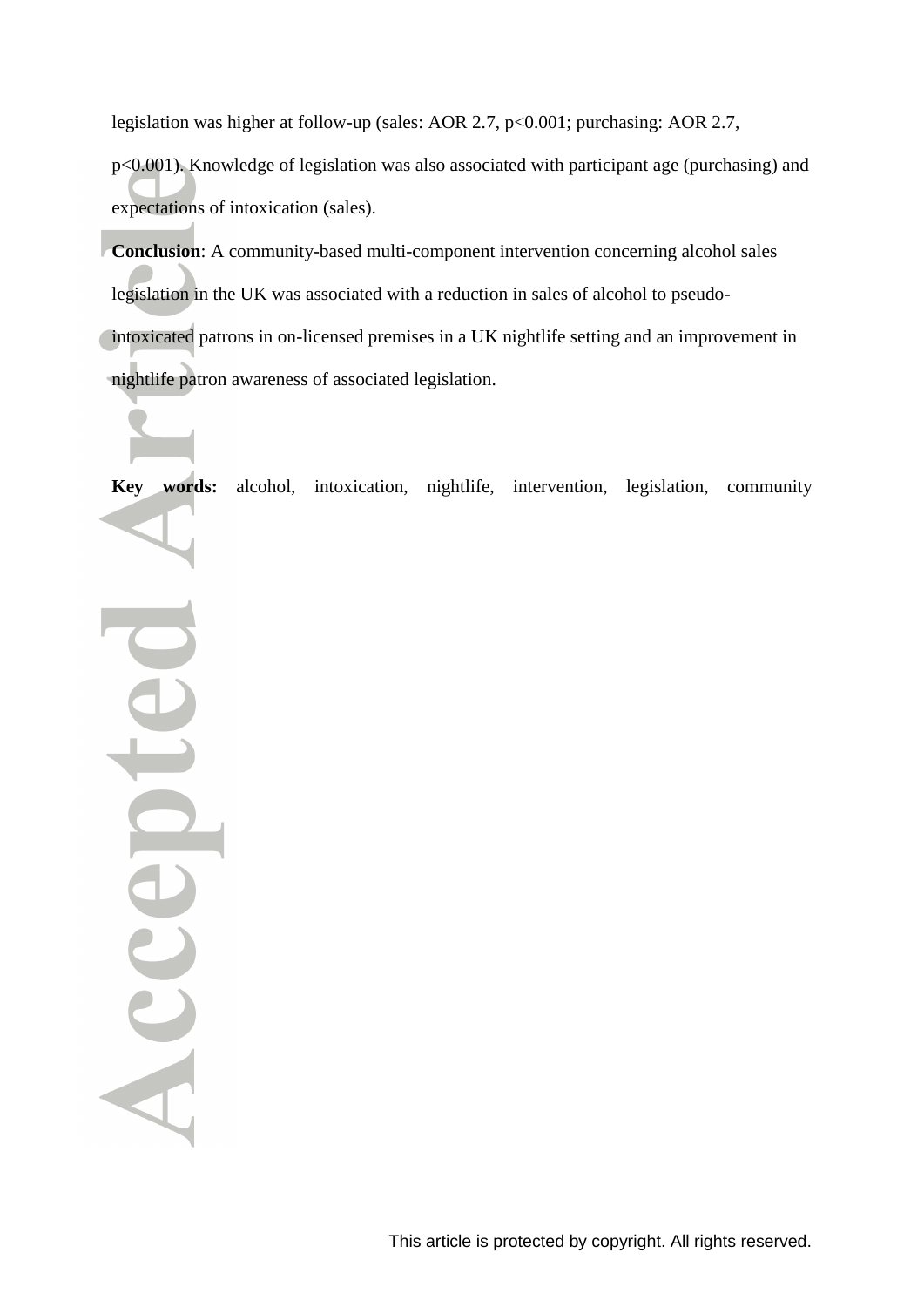legislation was higher at follow-up (sales: AOR 2.7, $p<0.001$; purchasing: AOR 2.7, $p<0.001$). Knowledge of legislation was also associated with participant age (purchasing) and expectations of intoxication (sales).

**Conclusion**: A community-based multi-component intervention concerning alcohol sales legislation in the UK was associated with a reduction in sales of alcohol to pseudo-intoxicated patrons in on-licensed premises in a UK nightlife setting and an improvement in nightlife patron awareness of associated legislation.

**Key words:** alcohol, intoxication, nightlife, intervention, legislation, community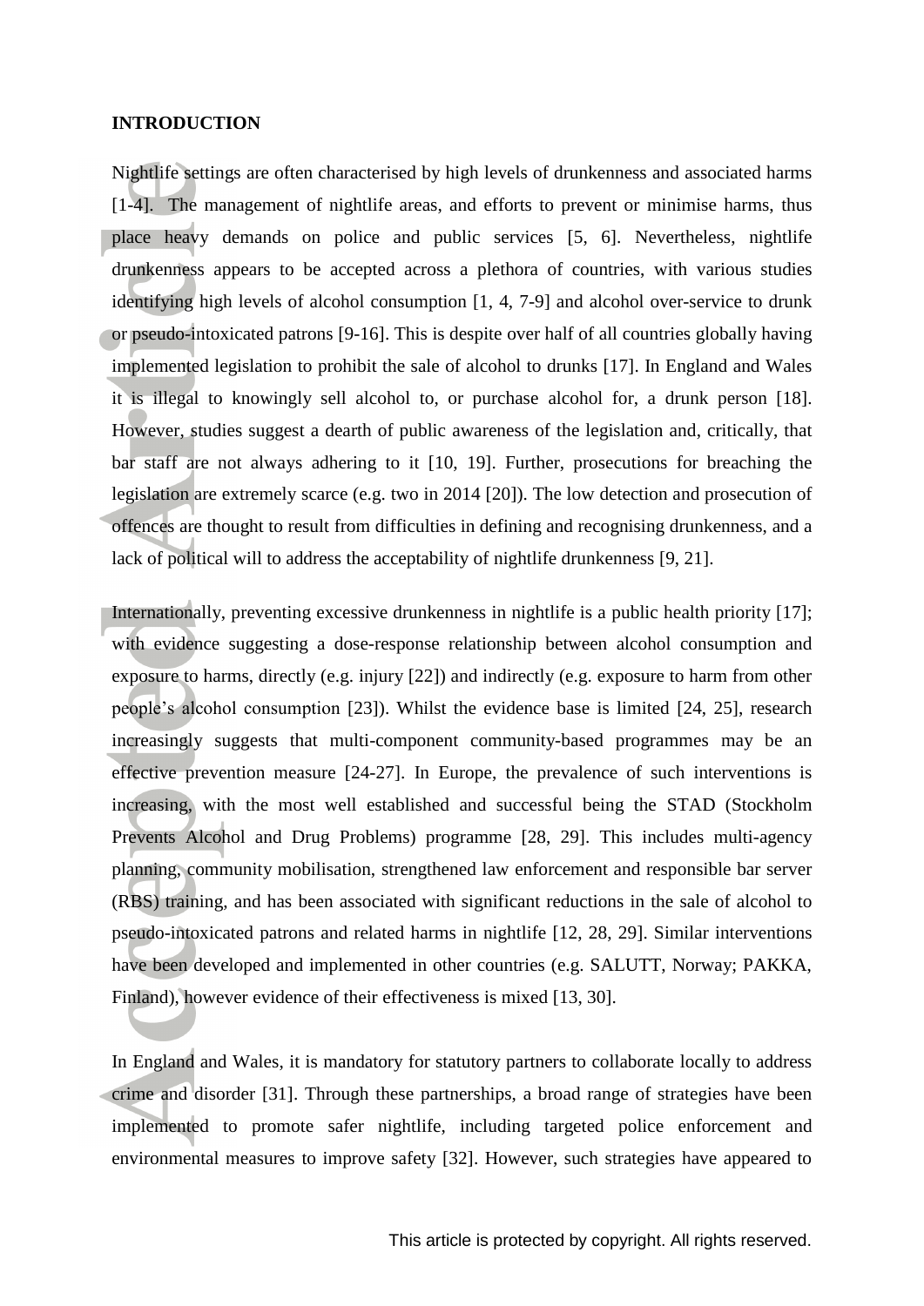## INTRODUCTION

Nightlife settings are often characterised by high levels of drunkenness and associated harms [1-4]. The management of nightlife areas, and efforts to prevent or minimise harms, thus place heavy demands on police and public services [5, 6]. Nevertheless, nightlife drunkenness appears to be accepted across a plethora of countries, with various studies identifying high levels of alcohol consumption [1, 4, 7-9] and alcohol over-service to drunk or pseudo-intoxicated patrons [9-16]. This is despite over half of all countries globally having implemented legislation to prohibit the sale of alcohol to drunks [17]. In England and Wales it is illegal to knowingly sell alcohol to, or purchase alcohol for, a drunk person [18]. However, studies suggest a dearth of public awareness of the legislation and, critically, that bar staff are not always adhering to it [10, 19]. Further, prosecutions for breaching the legislation are extremely scarce (e.g. two in 2014 [20]). The low detection and prosecution of offences are thought to result from difficulties in defining and recognising drunkenness, and a lack of political will to address the acceptability of nightlife drunkenness [9, 21].

Internationally, preventing excessive drunkenness in nightlife is a public health priority [17]; with evidence suggesting a dose-response relationship between alcohol consumption and exposure to harms, directly (e.g. injury [22]) and indirectly (e.g. exposure to harm from other people's alcohol consumption [23]). Whilst the evidence base is limited [24, 25], research increasingly suggests that multi-component community-based programmes may be an effective prevention measure [24-27]. In Europe, the prevalence of such interventions is increasing, with the most well established and successful being the STAD (Stockholm Prevents Alcohol and Drug Problems) programme [28, 29]. This includes multi-agency planning, community mobilisation, strengthened law enforcement and responsible bar server (RBS) training, and has been associated with significant reductions in the sale of alcohol to pseudo-intoxicated patrons and related harms in nightlife [12, 28, 29]. Similar interventions have been developed and implemented in other countries (e.g. SALUTT, Norway; PAKKA, Finland), however evidence of their effectiveness is mixed [13, 30].

In England and Wales, it is mandatory for statutory partners to collaborate locally to address crime and disorder [31]. Through these partnerships, a broad range of strategies have been implemented to promote safer nightlife, including targeted police enforcement and environmental measures to improve safety [32]. However, such strategies have appeared to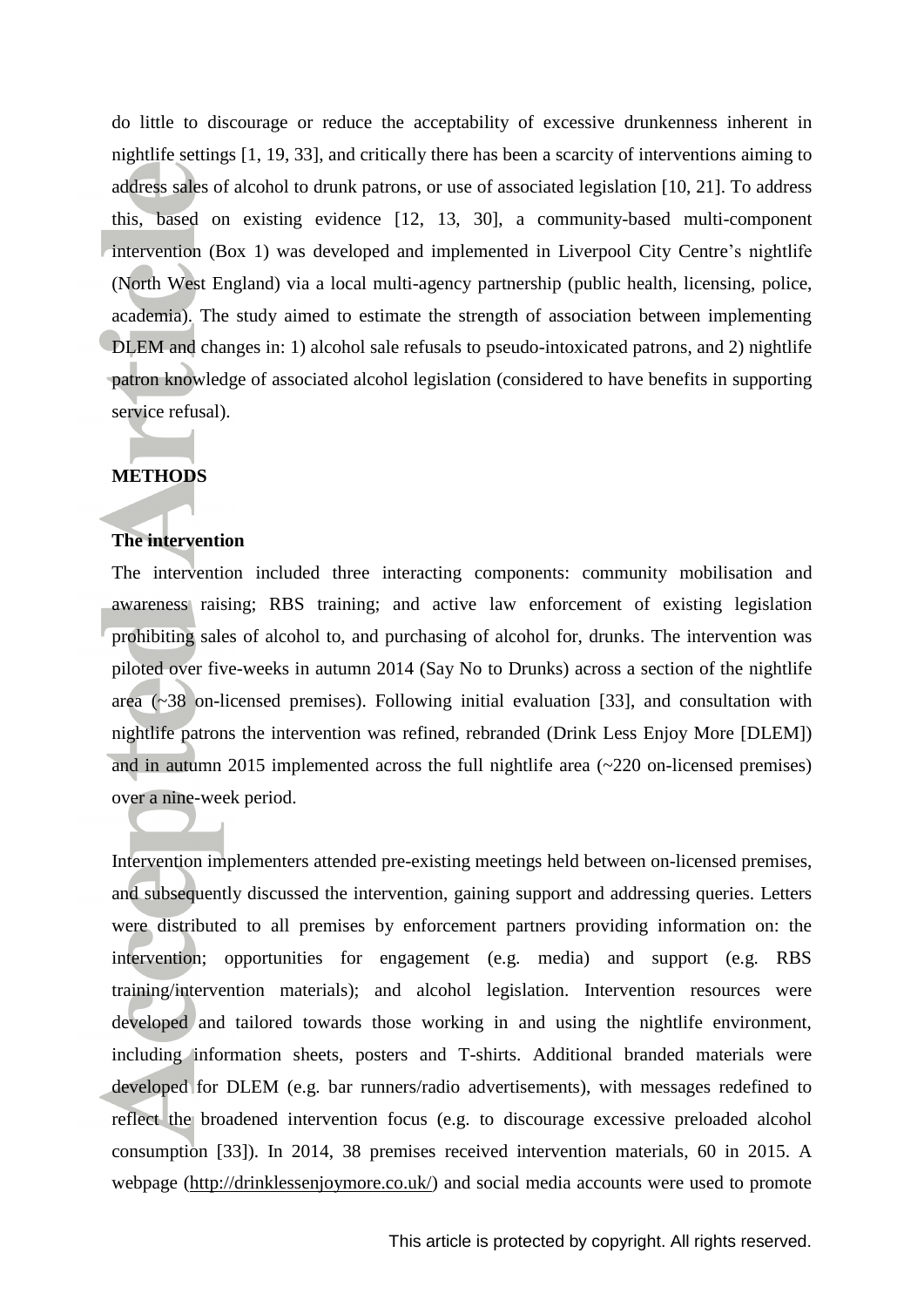do little to discourage or reduce the acceptability of excessive drunkenness inherent in nightlife settings [1, 19, 33], and critically there has been a scarcity of interventions aiming to address sales of alcohol to drunk patrons, or use of associated legislation [10, 21]. To address this, based on existing evidence [12, 13, 30], a community-based multi-component intervention (Box 1) was developed and implemented in Liverpool City Centre's nightlife (North West England) via a local multi-agency partnership (public health, licensing, police, academia). The study aimed to estimate the strength of association between implementing DLEM and changes in: 1) alcohol sale refusals to pseudo-intoxicated patrons, and 2) nightlife patron knowledge of associated alcohol legislation (considered to have benefits in supporting service refusal).

## METHODS

### The intervention

The intervention included three interacting components: community mobilisation and awareness raising; RBS training; and active law enforcement of existing legislation prohibiting sales of alcohol to, and purchasing of alcohol for, drunks. The intervention was piloted over five-weeks in autumn 2014 (Say No to Drunks) across a section of the nightlife area (~38 on-licensed premises). Following initial evaluation [33], and consultation with nightlife patrons the intervention was refined, rebranded (Drink Less Enjoy More [DLEM]) and in autumn 2015 implemented across the full nightlife area (~220 on-licensed premises) over a nine-week period.

Intervention implementers attended pre-existing meetings held between on-licensed premises, and subsequently discussed the intervention, gaining support and addressing queries. Letters were distributed to all premises by enforcement partners providing information on: the intervention; opportunities for engagement (e.g. media) and support (e.g. RBS training/intervention materials); and alcohol legislation. Intervention resources were developed and tailored towards those working in and using the nightlife environment, including information sheets, posters and T-shirts. Additional branded materials were developed for DLEM (e.g. bar runners/radio advertisements), with messages redefined to reflect the broadened intervention focus (e.g. to discourage excessive preloaded alcohol consumption [33]). In 2014, 38 premises received intervention materials, 60 in 2015. A webpage (http://drinklessenjoymore.co.uk/) and social media accounts were used to promote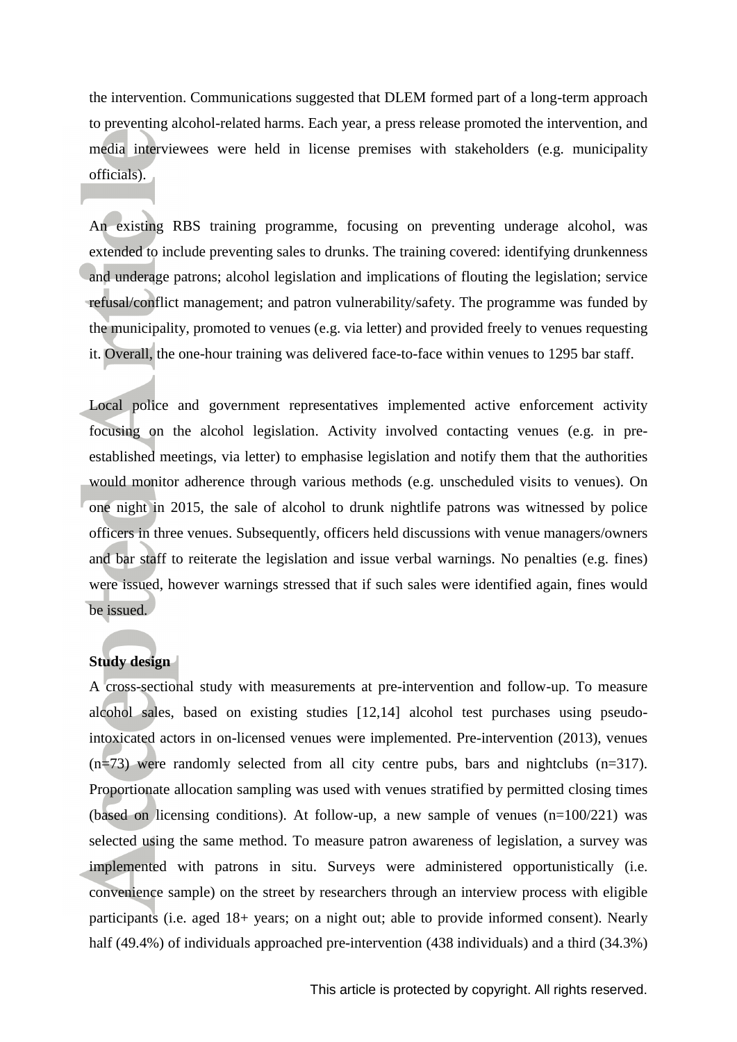the intervention. Communications suggested that DLEM formed part of a long-term approach to preventing alcohol-related harms. Each year, a press release promoted the intervention, and media interviewees were held in license premises with stakeholders (e.g. municipality officials).

An existing RBS training programme, focusing on preventing underage alcohol, was extended to include preventing sales to drunks. The training covered: identifying drunkenness and underage patrons; alcohol legislation and implications of flouting the legislation; service refusal/conflict management; and patron vulnerability/safety. The programme was funded by the municipality, promoted to venues (e.g. via letter) and provided freely to venues requesting it. Overall, the one-hour training was delivered face-to-face within venues to 1295 bar staff.

Local police and government representatives implemented active enforcement activity focusing on the alcohol legislation. Activity involved contacting venues (e.g. in pre-established meetings, via letter) to emphasise legislation and notify them that the authorities would monitor adherence through various methods (e.g. unscheduled visits to venues). On one night in 2015, the sale of alcohol to drunk nightlife patrons was witnessed by police officers in three venues. Subsequently, officers held discussions with venue managers/owners and bar staff to reiterate the legislation and issue verbal warnings. No penalties (e.g. fines) were issued, however warnings stressed that if such sales were identified again, fines would be issued.

**Study design**

A cross-sectional study with measurements at pre-intervention and follow-up. To measure alcohol sales, based on existing studies [12,14] alcohol test purchases using pseudo-intoxicated actors in on-licensed venues were implemented. Pre-intervention (2013), venues (n=73) were randomly selected from all city centre pubs, bars and nightclubs (n=317). Proportionate allocation sampling was used with venues stratified by permitted closing times (based on licensing conditions). At follow-up, a new sample of venues (n=100/221) was selected using the same method. To measure patron awareness of legislation, a survey was implemented with patrons in situ. Surveys were administered opportunistically (i.e. convenience sample) on the street by researchers through an interview process with eligible participants (i.e. aged 18+ years; on a night out; able to provide informed consent). Nearly half (49.4%) of individuals approached pre-intervention (438 individuals) and a third (34.3%)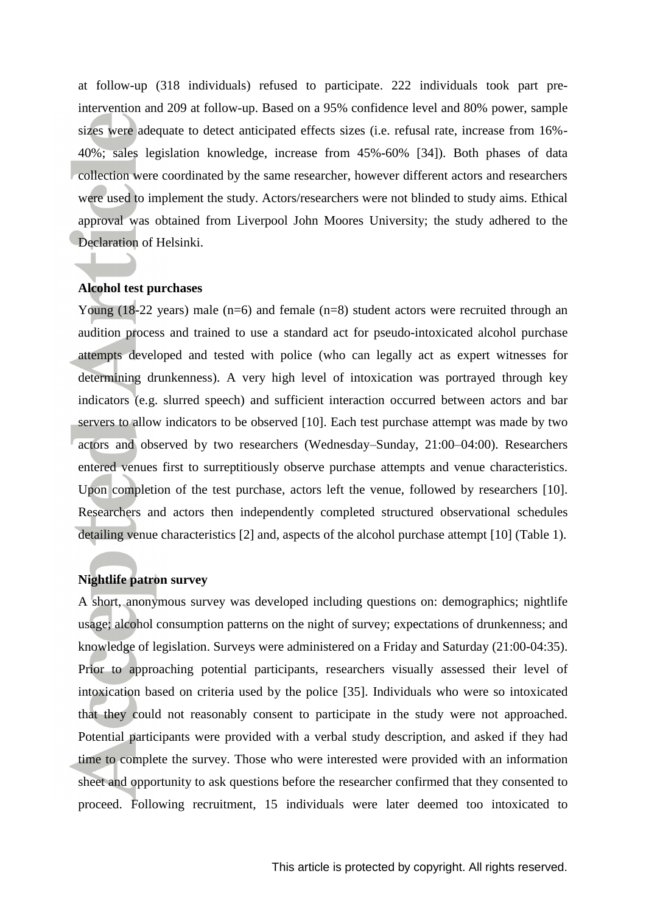at follow-up (318 individuals) refused to participate. 222 individuals took part pre-intervention and 209 at follow-up. Based on a 95% confidence level and 80% power, sample sizes were adequate to detect anticipated effects sizes (i.e. refusal rate, increase from 16%-40%; sales legislation knowledge, increase from 45%-60% [34]). Both phases of data collection were coordinated by the same researcher, however different actors and researchers were used to implement the study. Actors/researchers were not blinded to study aims. Ethical approval was obtained from Liverpool John Moores University; the study adhered to the Declaration of Helsinki.

**Alcohol test purchases**

Young (18-22 years) male (n=6) and female (n=8) student actors were recruited through an audition process and trained to use a standard act for pseudo-intoxicated alcohol purchase attempts developed and tested with police (who can legally act as expert witnesses for determining drunkenness). A very high level of intoxication was portrayed through key indicators (e.g. slurred speech) and sufficient interaction occurred between actors and bar servers to allow indicators to be observed [10]. Each test purchase attempt was made by two actors and observed by two researchers (Wednesday–Sunday, 21:00–04:00). Researchers entered venues first to surreptitiously observe purchase attempts and venue characteristics. Upon completion of the test purchase, actors left the venue, followed by researchers [10]. Researchers and actors then independently completed structured observational schedules detailing venue characteristics [2] and, aspects of the alcohol purchase attempt [10] (Table 1).

**Nightlife patron survey**

A short, anonymous survey was developed including questions on: demographics; nightlife usage; alcohol consumption patterns on the night of survey; expectations of drunkenness; and knowledge of legislation. Surveys were administered on a Friday and Saturday (21:00-04:35). Prior to approaching potential participants, researchers visually assessed their level of intoxication based on criteria used by the police [35]. Individuals who were so intoxicated that they could not reasonably consent to participate in the study were not approached. Potential participants were provided with a verbal study description, and asked if they had time to complete the survey. Those who were interested were provided with an information sheet and opportunity to ask questions before the researcher confirmed that they consented to proceed. Following recruitment, 15 individuals were later deemed too intoxicated to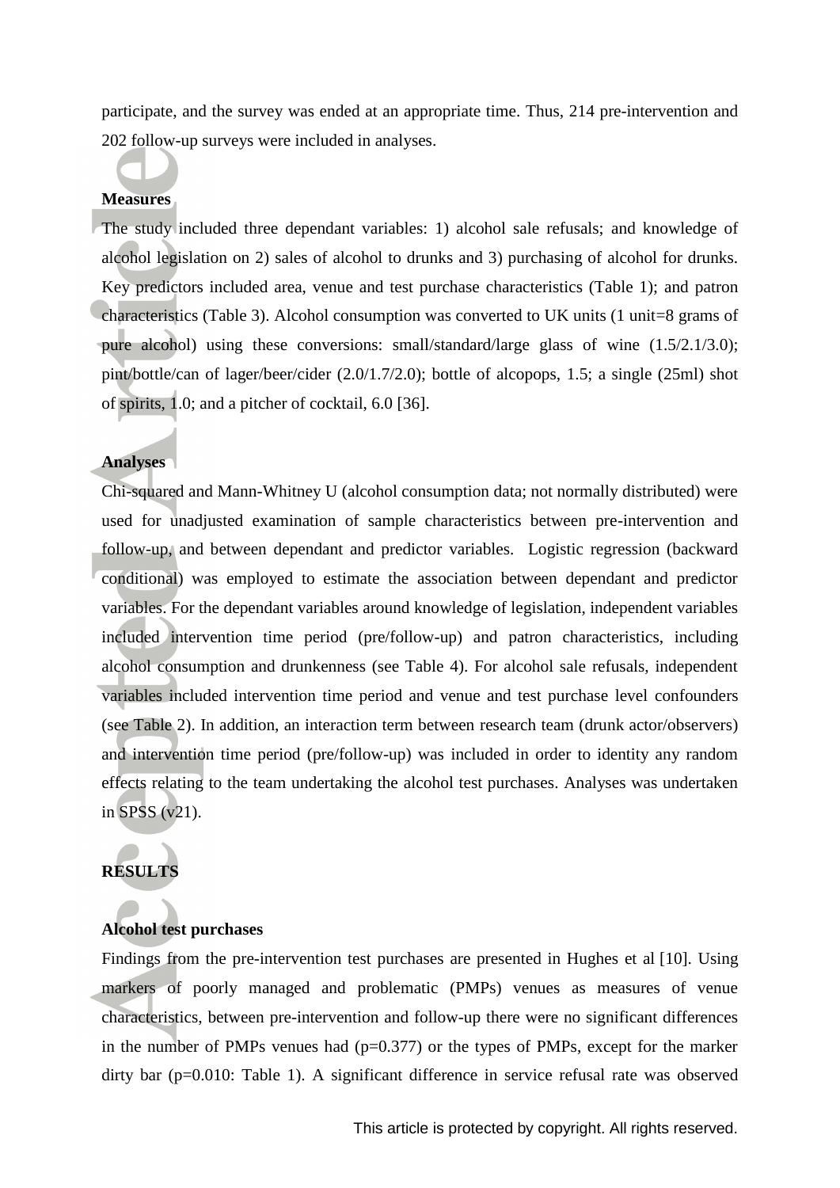participate, and the survey was ended at an appropriate time. Thus, 214 pre-intervention and 202 follow-up surveys were included in analyses.

**Measures**

The study included three dependant variables: 1) alcohol sale refusals; and knowledge of alcohol legislation on 2) sales of alcohol to drunks and 3) purchasing of alcohol for drunks. Key predictors included area, venue and test purchase characteristics (Table 1); and patron characteristics (Table 3). Alcohol consumption was converted to UK units (1 unit=8 grams of pure alcohol) using these conversions: small/standard/large glass of wine (1.5/2.1/3.0); pint/bottle/can of lager/beer/cider (2.0/1.7/2.0); bottle of alcopops, 1.5; a single (25ml) shot of spirits, 1.0; and a pitcher of cocktail, 6.0 [36].

**Analyses**

Chi-squared and Mann-Whitney U (alcohol consumption data; not normally distributed) were used for unadjusted examination of sample characteristics between pre-intervention and follow-up, and between dependant and predictor variables. Logistic regression (backward conditional) was employed to estimate the association between dependant and predictor variables. For the dependant variables around knowledge of legislation, independent variables included intervention time period (pre/follow-up) and patron characteristics, including alcohol consumption and drunkenness (see Table 4). For alcohol sale refusals, independent variables included intervention time period and venue and test purchase level confounders (see Table 2). In addition, an interaction term between research team (drunk actor/observers) and intervention time period (pre/follow-up) was included in order to identity any random effects relating to the team undertaking the alcohol test purchases. Analyses was undertaken in SPSS (v21).

# RESULTS

**Alcohol test purchases**

Findings from the pre-intervention test purchases are presented in Hughes et al [10]. Using markers of poorly managed and problematic (PMPs) venues as measures of venue characteristics, between pre-intervention and follow-up there were no significant differences in the number of PMPs venues had ($p=0.377$) or the types of PMPs, except for the marker dirty bar ($p=0.010$: Table 1). A significant difference in service refusal rate was observed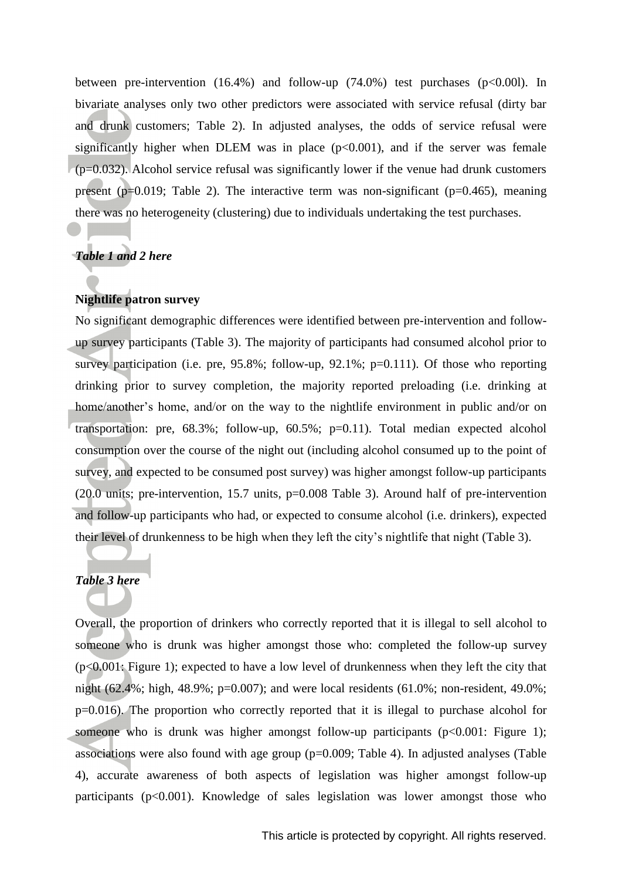between pre-intervention (16.4%) and follow-up (74.0%) test purchases ($p<0.00l$). In bivariate analyses only two other predictors were associated with service refusal (dirty bar and drunk customers; Table 2). In adjusted analyses, the odds of service refusal were significantly higher when DLEM was in place ($p<0.001$), and if the server was female ($p=0.032$). Alcohol service refusal was significantly lower if the venue had drunk customers present ($p=0.019$; Table 2). The interactive term was non-significant ($p=0.465$), meaning there was no heterogeneity (clustering) due to individuals undertaking the test purchases.

***Table 1 and 2 here***

**Nightlife patron survey**

No significant demographic differences were identified between pre-intervention and follow-up survey participants (Table 3). The majority of participants had consumed alcohol prior to survey participation (i.e. pre, 95.8%; follow-up, 92.1%; $p=0.111$). Of those who reporting drinking prior to survey completion, the majority reported preloading (i.e. drinking at home/another's home, and/or on the way to the nightlife environment in public and/or on transportation: pre, 68.3%; follow-up, 60.5%; $p=0.11$). Total median expected alcohol consumption over the course of the night out (including alcohol consumed up to the point of survey, and expected to be consumed post survey) was higher amongst follow-up participants (20.0 units; pre-intervention, 15.7 units, $p=0.008$ Table 3). Around half of pre-intervention and follow-up participants who had, or expected to consume alcohol (i.e. drinkers), expected their level of drunkenness to be high when they left the city's nightlife that night (Table 3).

***Table 3 here***

Overall, the proportion of drinkers who correctly reported that it is illegal to sell alcohol to someone who is drunk was higher amongst those who: completed the follow-up survey ($p<0.001$: Figure 1); expected to have a low level of drunkenness when they left the city that night (62.4%; high, 48.9%; $p=0.007$); and were local residents (61.0%; non-resident, 49.0%; $p=0.016$). The proportion who correctly reported that it is illegal to purchase alcohol for someone who is drunk was higher amongst follow-up participants ($p<0.001$: Figure 1); associations were also found with age group ($p=0.009$; Table 4). In adjusted analyses (Table 4), accurate awareness of both aspects of legislation was higher amongst follow-up participants ($p<0.001$). Knowledge of sales legislation was lower amongst those who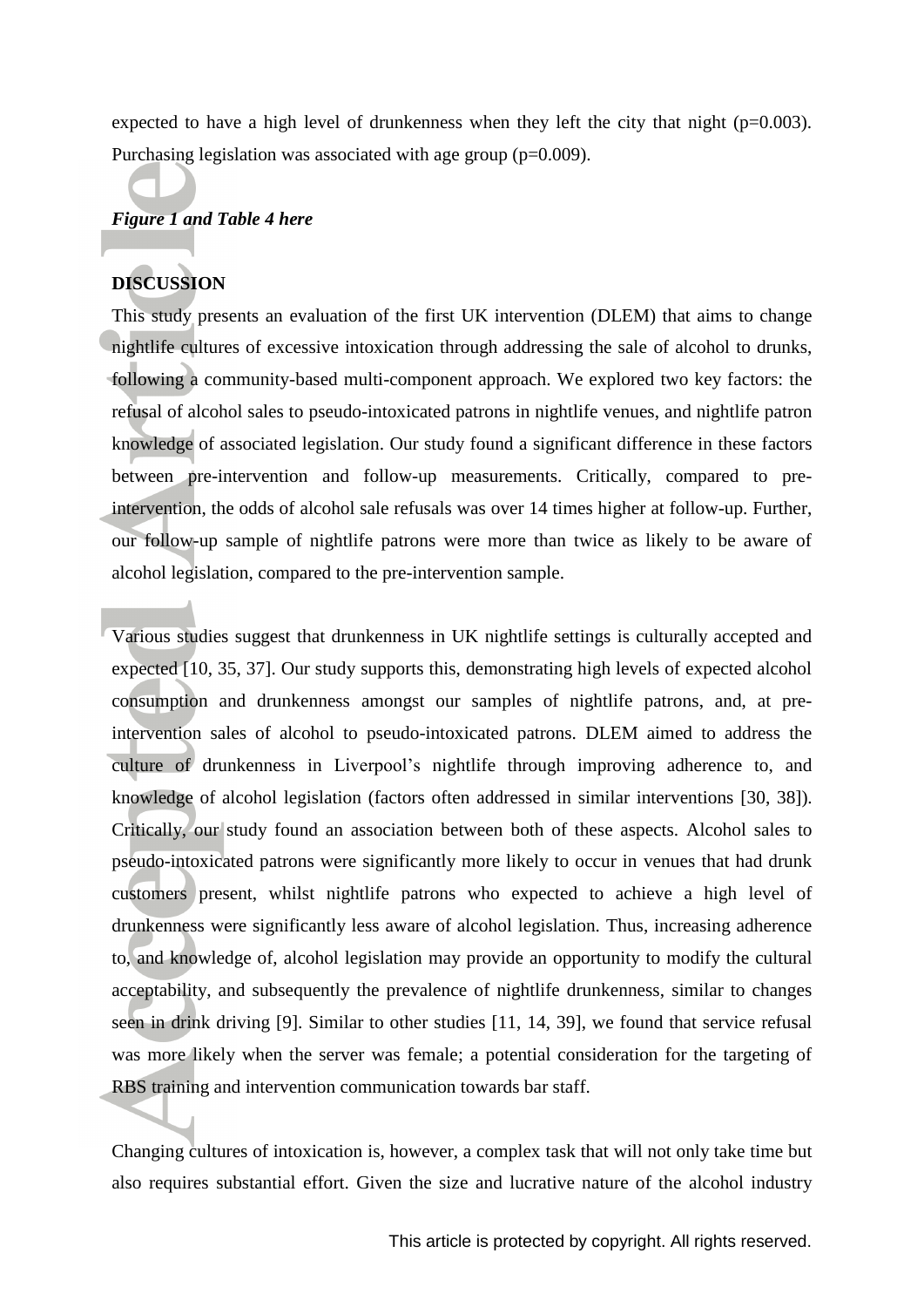expected to have a high level of drunkenness when they left the city that night (p=0.003). Purchasing legislation was associated with age group (p=0.009).

***Figure 1 and Table 4 here***

## DISCUSSION

This study presents an evaluation of the first UK intervention (DLEM) that aims to change nightlife cultures of excessive intoxication through addressing the sale of alcohol to drunks, following a community-based multi-component approach. We explored two key factors: the refusal of alcohol sales to pseudo-intoxicated patrons in nightlife venues, and nightlife patron knowledge of associated legislation. Our study found a significant difference in these factors between pre-intervention and follow-up measurements. Critically, compared to pre-intervention, the odds of alcohol sale refusals was over 14 times higher at follow-up. Further, our follow-up sample of nightlife patrons were more than twice as likely to be aware of alcohol legislation, compared to the pre-intervention sample.

Various studies suggest that drunkenness in UK nightlife settings is culturally accepted and expected [10, 35, 37]. Our study supports this, demonstrating high levels of expected alcohol consumption and drunkenness amongst our samples of nightlife patrons, and, at pre-intervention sales of alcohol to pseudo-intoxicated patrons. DLEM aimed to address the culture of drunkenness in Liverpool's nightlife through improving adherence to, and knowledge of alcohol legislation (factors often addressed in similar interventions [30, 38]). Critically, our study found an association between both of these aspects. Alcohol sales to pseudo-intoxicated patrons were significantly more likely to occur in venues that had drunk customers present, whilst nightlife patrons who expected to achieve a high level of drunkenness were significantly less aware of alcohol legislation. Thus, increasing adherence to, and knowledge of, alcohol legislation may provide an opportunity to modify the cultural acceptability, and subsequently the prevalence of nightlife drunkenness, similar to changes seen in drink driving [9]. Similar to other studies [11, 14, 39], we found that service refusal was more likely when the server was female; a potential consideration for the targeting of RBS training and intervention communication towards bar staff.

Changing cultures of intoxication is, however, a complex task that will not only take time but also requires substantial effort. Given the size and lucrative nature of the alcohol industry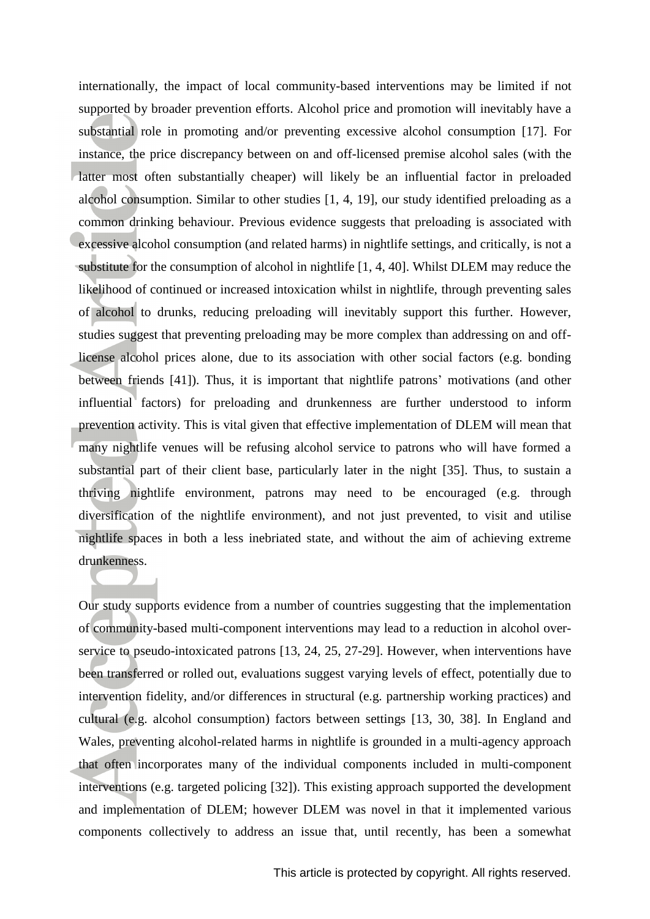internationally, the impact of local community-based interventions may be limited if not supported by broader prevention efforts. Alcohol price and promotion will inevitably have a substantial role in promoting and/or preventing excessive alcohol consumption [17]. For instance, the price discrepancy between on and off-licensed premise alcohol sales (with the latter most often substantially cheaper) will likely be an influential factor in preloaded alcohol consumption. Similar to other studies [1, 4, 19], our study identified preloading as a common drinking behaviour. Previous evidence suggests that preloading is associated with excessive alcohol consumption (and related harms) in nightlife settings, and critically, is not a substitute for the consumption of alcohol in nightlife [1, 4, 40]. Whilst DLEM may reduce the likelihood of continued or increased intoxication whilst in nightlife, through preventing sales of alcohol to drunks, reducing preloading will inevitably support this further. However, studies suggest that preventing preloading may be more complex than addressing on and off-license alcohol prices alone, due to its association with other social factors (e.g. bonding between friends [41]). Thus, it is important that nightlife patrons' motivations (and other influential factors) for preloading and drunkenness are further understood to inform prevention activity. This is vital given that effective implementation of DLEM will mean that many nightlife venues will be refusing alcohol service to patrons who will have formed a substantial part of their client base, particularly later in the night [35]. Thus, to sustain a thriving nightlife environment, patrons may need to be encouraged (e.g. through diversification of the nightlife environment), and not just prevented, to visit and utilise nightlife spaces in both a less inebriated state, and without the aim of achieving extreme drunkenness.

Our study supports evidence from a number of countries suggesting that the implementation of community-based multi-component interventions may lead to a reduction in alcohol over-service to pseudo-intoxicated patrons [13, 24, 25, 27-29]. However, when interventions have been transferred or rolled out, evaluations suggest varying levels of effect, potentially due to intervention fidelity, and/or differences in structural (e.g. partnership working practices) and cultural (e.g. alcohol consumption) factors between settings [13, 30, 38]. In England and Wales, preventing alcohol-related harms in nightlife is grounded in a multi-agency approach that often incorporates many of the individual components included in multi-component interventions (e.g. targeted policing [32]). This existing approach supported the development and implementation of DLEM; however DLEM was novel in that it implemented various components collectively to address an issue that, until recently, has been a somewhat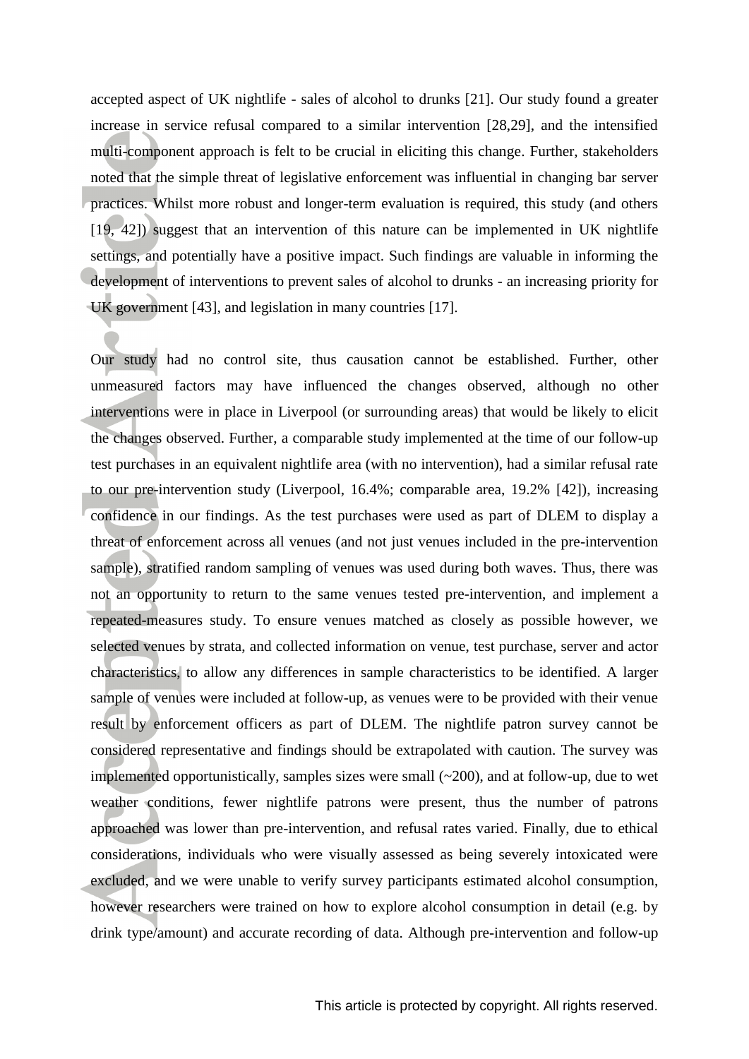accepted aspect of UK nightlife - sales of alcohol to drunks [21]. Our study found a greater increase in service refusal compared to a similar intervention [28,29], and the intensified multi-component approach is felt to be crucial in eliciting this change. Further, stakeholders noted that the simple threat of legislative enforcement was influential in changing bar server practices. Whilst more robust and longer-term evaluation is required, this study (and others [19, 42]) suggest that an intervention of this nature can be implemented in UK nightlife settings, and potentially have a positive impact. Such findings are valuable in informing the development of interventions to prevent sales of alcohol to drunks - an increasing priority for UK government [43], and legislation in many countries [17].

Our study had no control site, thus causation cannot be established. Further, other unmeasured factors may have influenced the changes observed, although no other interventions were in place in Liverpool (or surrounding areas) that would be likely to elicit the changes observed. Further, a comparable study implemented at the time of our follow-up test purchases in an equivalent nightlife area (with no intervention), had a similar refusal rate to our pre-intervention study (Liverpool, 16.4%; comparable area, 19.2% [42]), increasing confidence in our findings. As the test purchases were used as part of DLEM to display a threat of enforcement across all venues (and not just venues included in the pre-intervention sample), stratified random sampling of venues was used during both waves. Thus, there was not an opportunity to return to the same venues tested pre-intervention, and implement a repeated-measures study. To ensure venues matched as closely as possible however, we selected venues by strata, and collected information on venue, test purchase, server and actor characteristics, to allow any differences in sample characteristics to be identified. A larger sample of venues were included at follow-up, as venues were to be provided with their venue result by enforcement officers as part of DLEM. The nightlife patron survey cannot be considered representative and findings should be extrapolated with caution. The survey was implemented opportunistically, samples sizes were small (~200), and at follow-up, due to wet weather conditions, fewer nightlife patrons were present, thus the number of patrons approached was lower than pre-intervention, and refusal rates varied. Finally, due to ethical considerations, individuals who were visually assessed as being severely intoxicated were excluded, and we were unable to verify survey participants estimated alcohol consumption, however researchers were trained on how to explore alcohol consumption in detail (e.g. by drink type/amount) and accurate recording of data. Although pre-intervention and follow-up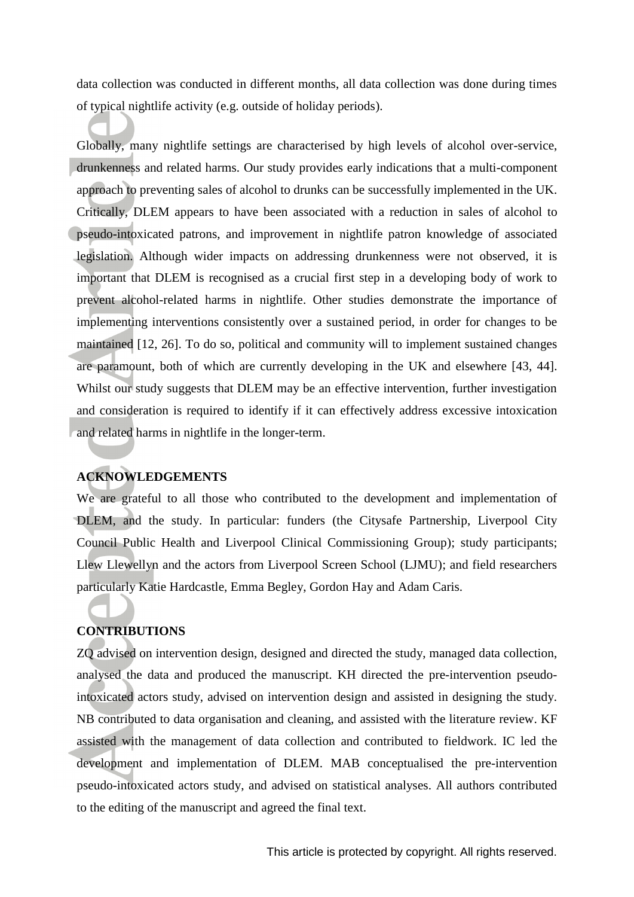data collection was conducted in different months, all data collection was done during times of typical nightlife activity (e.g. outside of holiday periods).

Globally, many nightlife settings are characterised by high levels of alcohol over-service, drunkenness and related harms. Our study provides early indications that a multi-component approach to preventing sales of alcohol to drunks can be successfully implemented in the UK. Critically, DLEM appears to have been associated with a reduction in sales of alcohol to pseudo-intoxicated patrons, and improvement in nightlife patron knowledge of associated legislation. Although wider impacts on addressing drunkenness were not observed, it is important that DLEM is recognised as a crucial first step in a developing body of work to prevent alcohol-related harms in nightlife. Other studies demonstrate the importance of implementing interventions consistently over a sustained period, in order for changes to be maintained [12, 26]. To do so, political and community will to implement sustained changes are paramount, both of which are currently developing in the UK and elsewhere [43, 44]. Whilst our study suggests that DLEM may be an effective intervention, further investigation and consideration is required to identify if it can effectively address excessive intoxication and related harms in nightlife in the longer-term.

## ACKNOWLEDGEMENTS

We are grateful to all those who contributed to the development and implementation of DLEM, and the study. In particular: funders (the Citysafe Partnership, Liverpool City Council Public Health and Liverpool Clinical Commissioning Group); study participants; Llew Llewellyn and the actors from Liverpool Screen School (LJMU); and field researchers particularly Katie Hardcastle, Emma Begley, Gordon Hay and Adam Caris.

## CONTRIBUTIONS

ZQ advised on intervention design, designed and directed the study, managed data collection, analysed the data and produced the manuscript. KH directed the pre-intervention pseudo-intoxicated actors study, advised on intervention design and assisted in designing the study. NB contributed to data organisation and cleaning, and assisted with the literature review. KF assisted with the management of data collection and contributed to fieldwork. IC led the development and implementation of DLEM. MAB conceptualised the pre-intervention pseudo-intoxicated actors study, and advised on statistical analyses. All authors contributed to the editing of the manuscript and agreed the final text.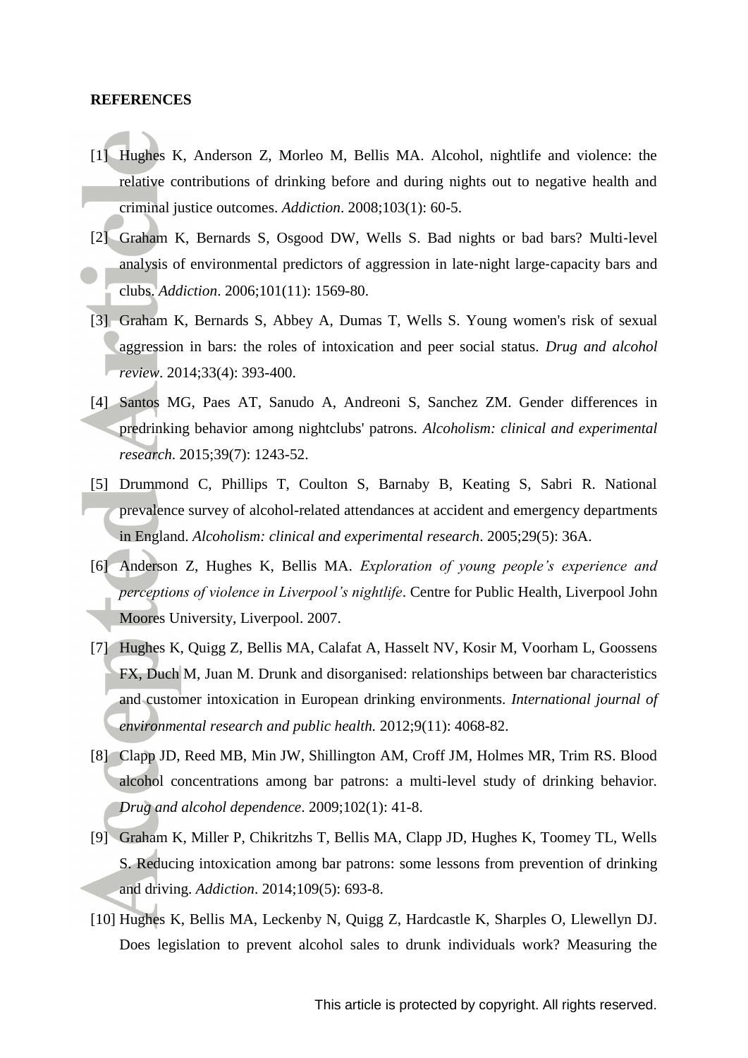**REFERENCES**

[1] Hughes K, Anderson Z, Morleo M, Bellis MA. Alcohol, nightlife and violence: the relative contributions of drinking before and during nights out to negative health and criminal justice outcomes. *Addiction*. 2008;103(1): 60-5.

[2] Graham K, Bernards S, Osgood DW, Wells S. Bad nights or bad bars? Multi-level analysis of environmental predictors of aggression in late-night large-capacity bars and clubs. *Addiction*. 2006;101(11): 1569-80.

[3] Graham K, Bernards S, Abbey A, Dumas T, Wells S. Young women's risk of sexual aggression in bars: the roles of intoxication and peer social status. *Drug and alcohol review*. 2014;33(4): 393-400.

[4] Santos MG, Paes AT, Sanudo A, Andreoni S, Sanchez ZM. Gender differences in predrinking behavior among nightclubs' patrons. *Alcoholism: clinical and experimental research*. 2015;39(7): 1243-52.

[5] Drummond C, Phillips T, Coulton S, Barnaby B, Keating S, Sabri R. National prevalence survey of alcohol-related attendances at accident and emergency departments in England. *Alcoholism: clinical and experimental research*. 2005;29(5): 36A.

[6] Anderson Z, Hughes K, Bellis MA. *Exploration of young people's experience and perceptions of violence in Liverpool's nightlife*. Centre for Public Health, Liverpool John Moores University, Liverpool. 2007.

[7] Hughes K, Quigg Z, Bellis MA, Calafat A, Hasselt NV, Kosir M, Voorham L, Goossens FX, Duch M, Juan M. Drunk and disorganised: relationships between bar characteristics and customer intoxication in European drinking environments. *International journal of environmental research and public health.* 2012;9(11): 4068-82.

[8] Clapp JD, Reed MB, Min JW, Shillington AM, Croff JM, Holmes MR, Trim RS. Blood alcohol concentrations among bar patrons: a multi-level study of drinking behavior. *Drug and alcohol dependence*. 2009;102(1): 41-8.

[9] Graham K, Miller P, Chikritzhs T, Bellis MA, Clapp JD, Hughes K, Toomey TL, Wells S. Reducing intoxication among bar patrons: some lessons from prevention of drinking and driving. *Addiction*. 2014;109(5): 693-8.

[10] Hughes K, Bellis MA, Leckenby N, Quigg Z, Hardcastle K, Sharples O, Llewellyn DJ. Does legislation to prevent alcohol sales to drunk individuals work? Measuring the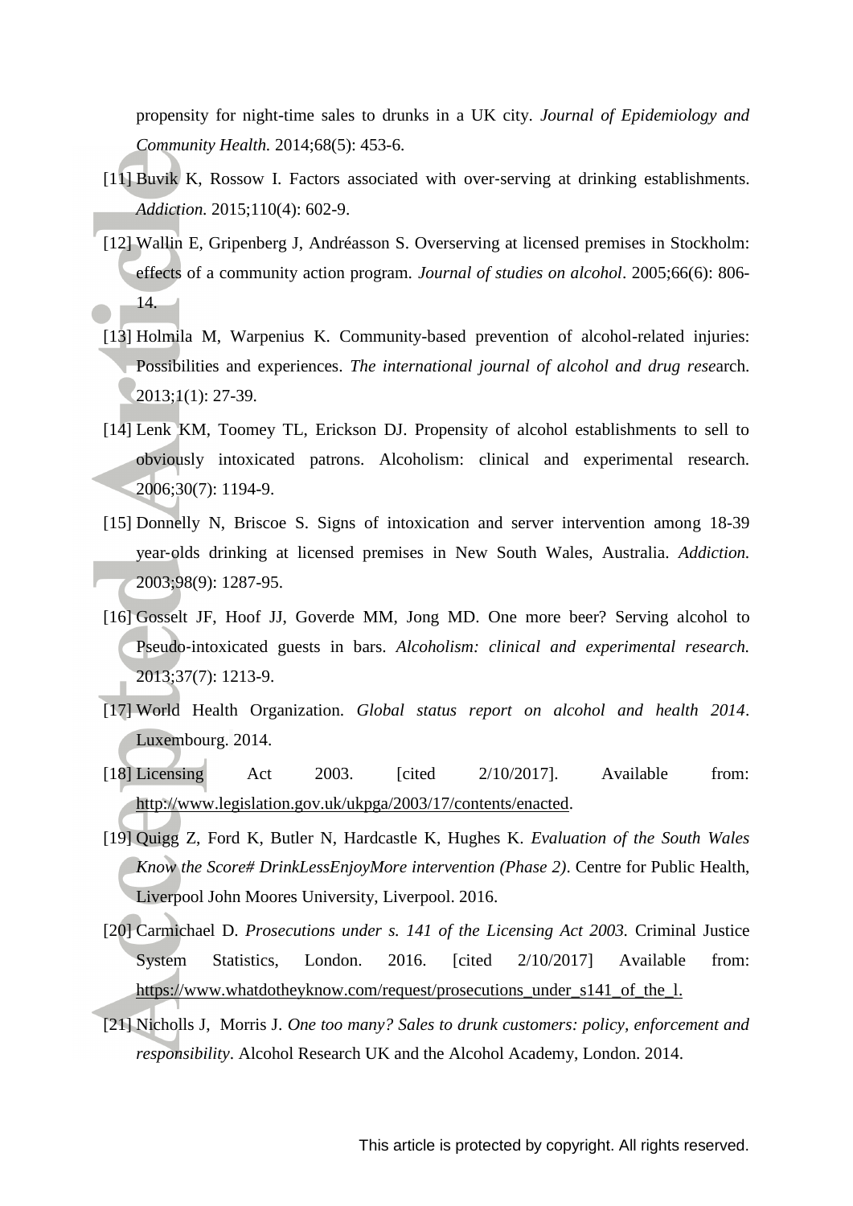propensity for night-time sales to drunks in a UK city. *Journal of Epidemiology and Community Health.* 2014;68(5): 453-6.

[11] Buvik K, Rossow I. Factors associated with over-serving at drinking establishments. *Addiction.* 2015;110(4): 602-9.

[12] Wallin E, Gripenberg J, Andréasson S. Overserving at licensed premises in Stockholm: effects of a community action program. *Journal of studies on alcohol*. 2005;66(6): 806-14.

[13] Holmila M, Warpenius K. Community-based prevention of alcohol-related injuries: Possibilities and experiences. *The international journal of alcohol and drug rese*arch. 2013;1(1): 27-39.

[14] Lenk KM, Toomey TL, Erickson DJ. Propensity of alcohol establishments to sell to obviously intoxicated patrons. Alcoholism: clinical and experimental research. 2006;30(7): 1194-9.

[15] Donnelly N, Briscoe S. Signs of intoxication and server intervention among 18-39 year-olds drinking at licensed premises in New South Wales, Australia. *Addiction.* 2003;98(9): 1287-95.

[16] Gosselt JF, Hoof JJ, Goverde MM, Jong MD. One more beer? Serving alcohol to Pseudo-intoxicated guests in bars. *Alcoholism: clinical and experimental research.* 2013;37(7): 1213-9.

[17] World Health Organization. *Global status report on alcohol and health 2014*. Luxembourg. 2014.

[18] Licensing Act 2003. [cited 2/10/2017]. Available from: http://www.legislation.gov.uk/ukpga/2003/17/contents/enacted.

[19] Quigg Z, Ford K, Butler N, Hardcastle K, Hughes K. *Evaluation of the South Wales Know the Score# DrinkLessEnjoyMore intervention (Phase 2)*. Centre for Public Health, Liverpool John Moores University, Liverpool. 2016.

[20] Carmichael D. *Prosecutions under s. 141 of the Licensing Act 2003.* Criminal Justice System Statistics, London. 2016. [cited 2/10/2017] Available from: https://www.whatdotheyknow.com/request/prosecutions_under_s141_of_the_l.

[21] Nicholls J, Morris J. *One too many? Sales to drunk customers: policy, enforcement and responsibility*. Alcohol Research UK and the Alcohol Academy, London. 2014.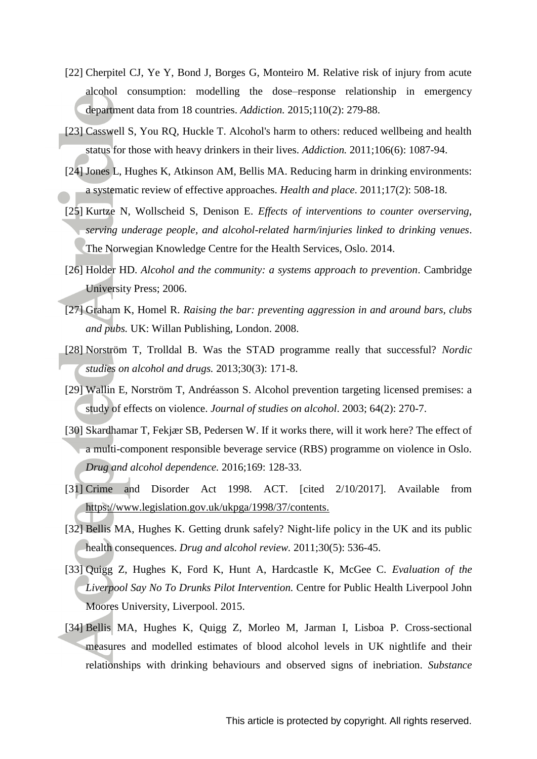[22] Cherpitel CJ, Ye Y, Bond J, Borges G, Monteiro M. Relative risk of injury from acute alcohol consumption: modelling the dose–response relationship in emergency department data from 18 countries. *Addiction.* 2015;110(2): 279-88.

[23] Casswell S, You RQ, Huckle T. Alcohol's harm to others: reduced wellbeing and health status for those with heavy drinkers in their lives. *Addiction.* 2011;106(6): 1087-94.

[24] Jones L, Hughes K, Atkinson AM, Bellis MA. Reducing harm in drinking environments: a systematic review of effective approaches. *Health and place*. 2011;17(2): 508-18.

[25] Kurtze N, Wollscheid S, Denison E. *Effects of interventions to counter overserving, serving underage people, and alcohol-related harm/injuries linked to drinking venues*. The Norwegian Knowledge Centre for the Health Services, Oslo. 2014.

[26] Holder HD. *Alcohol and the community: a systems approach to prevention*. Cambridge University Press; 2006.

[27] Graham K, Homel R. *Raising the bar: preventing aggression in and around bars, clubs and pubs.* UK: Willan Publishing, London. 2008.

[28] Norström T, Trolldal B. Was the STAD programme really that successful? *Nordic studies on alcohol and drugs.* 2013;30(3): 171-8.

[29] Wallin E, Norström T, Andréasson S. Alcohol prevention targeting licensed premises: a study of effects on violence. *Journal of studies on alcohol*. 2003; 64(2): 270-7.

[30] Skardhamar T, Fekjær SB, Pedersen W. If it works there, will it work here? The effect of a multi-component responsible beverage service (RBS) programme on violence in Oslo. *Drug and alcohol dependence.* 2016;169: 128-33.

[31] Crime and Disorder Act 1998. ACT. [cited 2/10/2017]. Available from https://www.legislation.gov.uk/ukpga/1998/37/contents.

[32] Bellis MA, Hughes K. Getting drunk safely? Night-life policy in the UK and its public health consequences. *Drug and alcohol review.* 2011;30(5): 536-45.

[33] Quigg Z, Hughes K, Ford K, Hunt A, Hardcastle K, McGee C. *Evaluation of the Liverpool Say No To Drunks Pilot Intervention.* Centre for Public Health Liverpool John Moores University, Liverpool. 2015.

[34] Bellis MA, Hughes K, Quigg Z, Morleo M, Jarman I, Lisboa P. Cross-sectional measures and modelled estimates of blood alcohol levels in UK nightlife and their relationships with drinking behaviours and observed signs of inebriation. *Substance*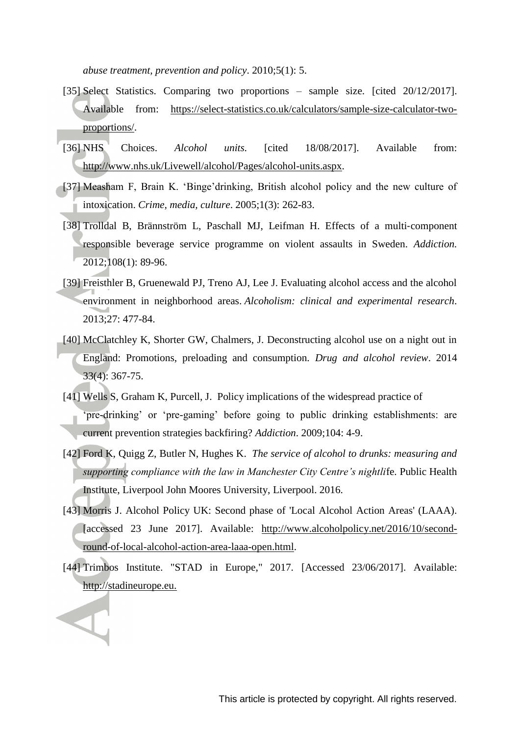*abuse treatment, prevention and policy*. 2010;5(1): 5.

[35] Select Statistics. Comparing two proportions – sample size. [cited 20/12/2017]. Available from: https://select-statistics.co.uk/calculators/sample-size-calculator-two-proportions/.

[36] NHS Choices. *Alcohol units*. [cited 18/08/2017]. Available from: http://www.nhs.uk/Livewell/alcohol/Pages/alcohol-units.aspx.

[37] Measham F, Brain K. 'Binge'drinking, British alcohol policy and the new culture of intoxication. *Crime, media, culture*. 2005;1(3): 262-83.

[38] Trolldal B, Brännström L, Paschall MJ, Leifman H. Effects of a multi‐component responsible beverage service programme on violent assaults in Sweden. *Addiction.* 2012;108(1): 89-96.

[39] Freisthler B, Gruenewald PJ, Treno AJ, Lee J. Evaluating alcohol access and the alcohol environment in neighborhood areas. *Alcoholism: clinical and experimental research*. 2013;27: 477-84.

[40] McClatchley K, Shorter GW, Chalmers, J. Deconstructing alcohol use on a night out in England: Promotions, preloading and consumption. *Drug and alcohol review*. 2014 33(4): 367-75.

[41] Wells S, Graham K, Purcell, J. Policy implications of the widespread practice of 'pre-drinking' or 'pre-gaming' before going to public drinking establishments: are current prevention strategies backfiring? *Addiction*. 2009;104: 4-9.

[42] Ford K, Quigg Z, Butler N, Hughes K. *The service of alcohol to drunks: measuring and supporting compliance with the law in Manchester City Centre's nightli*fe. Public Health Institute, Liverpool John Moores University, Liverpool. 2016.

[43] Morris J. Alcohol Policy UK: Second phase of 'Local Alcohol Action Areas' (LAAA). [accessed 23 June 2017]. Available: http://www.alcoholpolicy.net/2016/10/second-round-of-local-alcohol-action-area-laaa-open.html.

[44] Trimbos Institute. "STAD in Europe," 2017. [Accessed 23/06/2017]. Available: http://stadineurope.eu.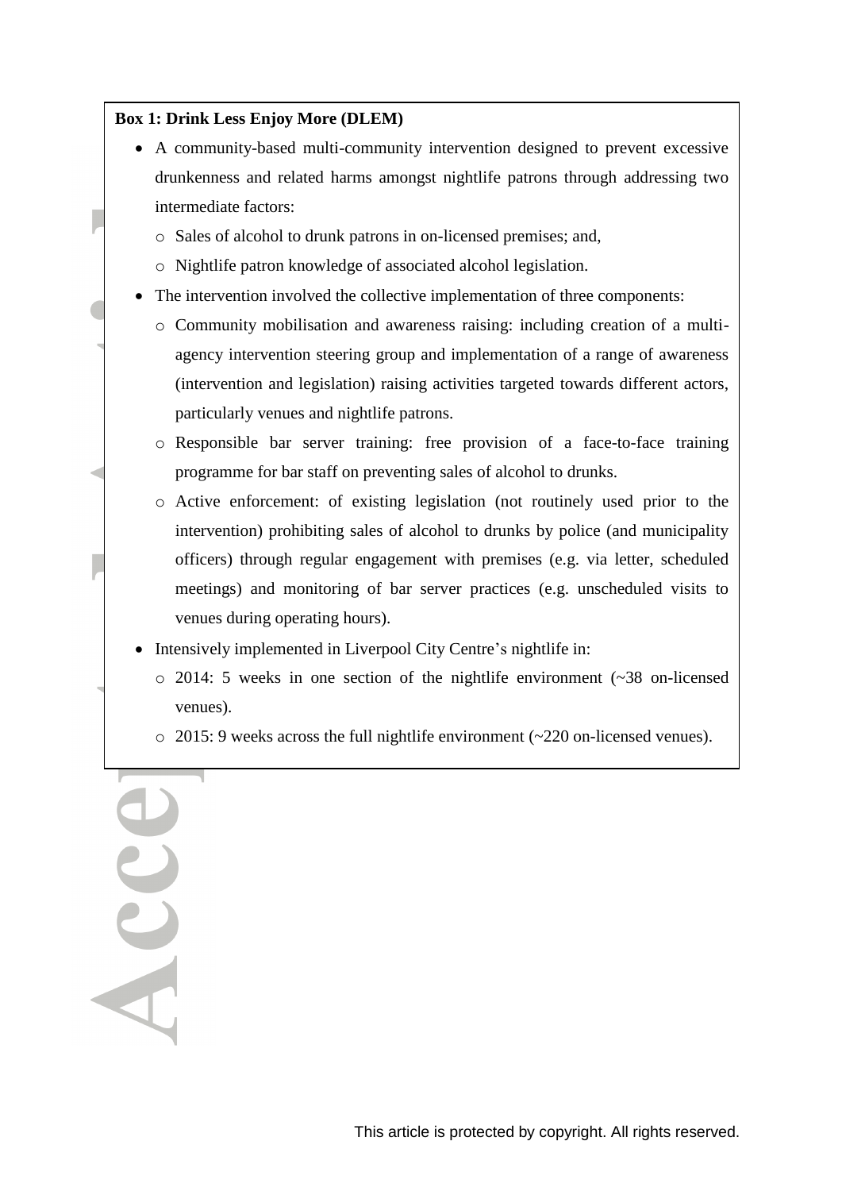**Box 1: Drink Less Enjoy More (DLEM)**

- A community-based multi-community intervention designed to prevent excessive drunkenness and related harms amongst nightlife patrons through addressing two intermediate factors:
  - Sales of alcohol to drunk patrons in on-licensed premises; and,
  - Nightlife patron knowledge of associated alcohol legislation.
- The intervention involved the collective implementation of three components:
  - Community mobilisation and awareness raising: including creation of a multi-agency intervention steering group and implementation of a range of awareness (intervention and legislation) raising activities targeted towards different actors, particularly venues and nightlife patrons.
  - Responsible bar server training: free provision of a face-to-face training programme for bar staff on preventing sales of alcohol to drunks.
  - Active enforcement: of existing legislation (not routinely used prior to the intervention) prohibiting sales of alcohol to drunks by police (and municipality officers) through regular engagement with premises (e.g. via letter, scheduled meetings) and monitoring of bar server practices (e.g. unscheduled visits to venues during operating hours).
- Intensively implemented in Liverpool City Centre's nightlife in:
  - 2014: 5 weeks in one section of the nightlife environment (~38 on-licensed venues).
  - 2015: 9 weeks across the full nightlife environment (~220 on-licensed venues).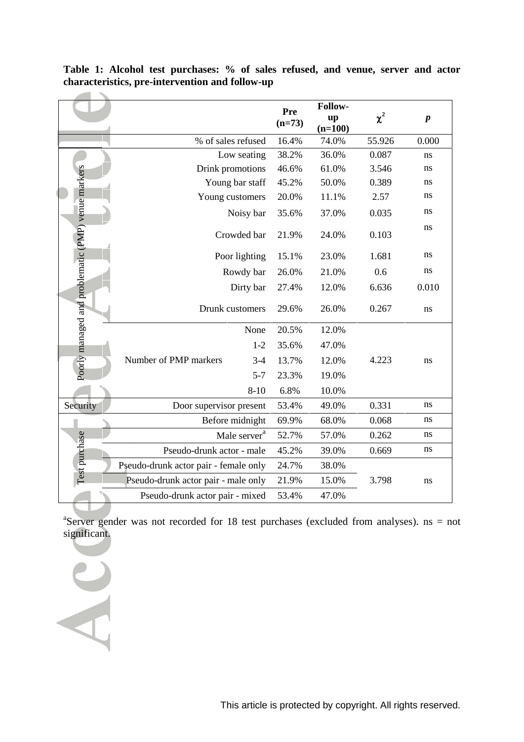**Table 1: Alcohol test purchases: % of sales refused, and venue, server and actor characteristics, pre-intervention and follow-up**

| | | | Pre (n=73) | Follow-up (n=100) | $\chi^2$ | *p* |
|---|---|---|---|---|---|---|
| | % of sales refused | | 16.4% | 74.0% | 55.926 | 0.000 |
| Poorly managed and problematic (PMP) venue markers | Low seating | | 38.2% | 36.0% | 0.087 | ns |
| | Drink promotions | | 46.6% | 61.0% | 3.546 | ns |
| | Young bar staff | | 45.2% | 50.0% | 0.389 | ns |
| | Young customers | | 20.0% | 11.1% | 2.57 | ns |
| | Noisy bar | | 35.6% | 37.0% | 0.035 | ns |
| | Crowded bar | | 21.9% | 24.0% | 0.103 | ns |
| | Poor lighting | | 15.1% | 23.0% | 1.681 | ns |
| | Rowdy bar | | 26.0% | 21.0% | 0.6 | ns |
| | Dirty bar | | 27.4% | 12.0% | 6.636 | 0.010 |
| | Drunk customers | | 29.6% | 26.0% | 0.267 | ns |
| | Number of PMP markers | None | 20.5% | 12.0% | 4.223 | ns |
| | | 1-2 | 35.6% | 47.0% | | |
| | | 3-4 | 13.7% | 12.0% | | |
| | | 5-7 | 23.3% | 19.0% | | |
| | | 8-10 | 6.8% | 10.0% | | |
| Security | Door supervisor present | | 53.4% | 49.0% | 0.331 | ns |
| Test purchase | Before midnight | | 69.9% | 68.0% | 0.068 | ns |
| | Male server[a] | | 52.7% | 57.0% | 0.262 | ns |
| | Pseudo-drunk actor - male | | 45.2% | 39.0% | 0.669 | ns |
| | Pseudo-drunk actor pair - female only | | 24.7% | 38.0% | 3.798 | ns |
| | Pseudo-drunk actor pair - male only | | 21.9% | 15.0% | | |
| | Pseudo-drunk actor pair - mixed | | 53.4% | 47.0% | | |

[a]Server gender was not recorded for 18 test purchases (excluded from analyses). ns = not significant.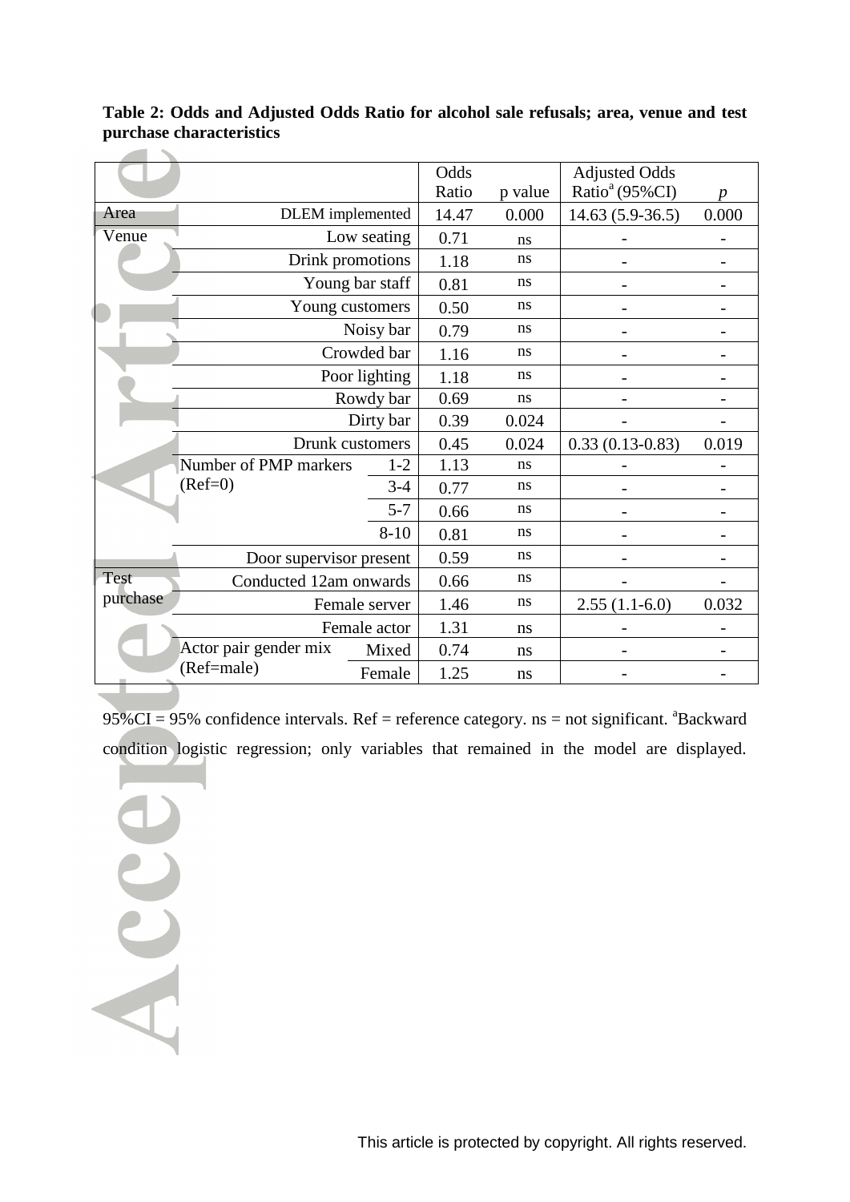**Table 2: Odds and Adjusted Odds Ratio for alcohol sale refusals; area, venue and test purchase characteristics**

| | | | Odds Ratio | p value | Adjusted Odds Ratio[a] (95%CI) | $p$ |
|---|---|---|---|---|---|---|
| Area | DLEM implemented | | 14.47 | 0.000 | 14.63 (5.9-36.5) | 0.000 |
| Venue | Low seating | | 0.71 | ns | - | - |
| | Drink promotions | | 1.18 | ns | - | - |
| | Young bar staff | | 0.81 | ns | - | - |
| | Young customers | | 0.50 | ns | - | - |
| | Noisy bar | | 0.79 | ns | - | - |
| | Crowded bar | | 1.16 | ns | - | - |
| | Poor lighting | | 1.18 | ns | - | - |
| | Rowdy bar | | 0.69 | ns | - | - |
| | Dirty bar | | 0.39 | 0.024 | - | - |
| | Drunk customers | | 0.45 | 0.024 | 0.33 (0.13-0.83) | 0.019 |
| | Number of PMP markers (Ref=0) | 1-2 | 1.13 | ns | - | - |
| | | 3-4 | 0.77 | ns | - | - |
| | | 5-7 | 0.66 | ns | - | - |
| | | 8-10 | 0.81 | ns | - | - |
| | Door supervisor present | | 0.59 | ns | - | - |
| Test purchase | Conducted 12am onwards | | 0.66 | ns | - | - |
| | Female server | | 1.46 | ns | 2.55 (1.1-6.0) | 0.032 |
| | Female actor | | 1.31 | ns | - | - |
| | Actor pair gender mix (Ref=male) | Mixed | 0.74 | ns | - | - |
| | | Female | 1.25 | ns | - | - |

95%CI = 95% confidence intervals. Ref = reference category. ns = not significant. [a]Backward condition logistic regression; only variables that remained in the model are displayed.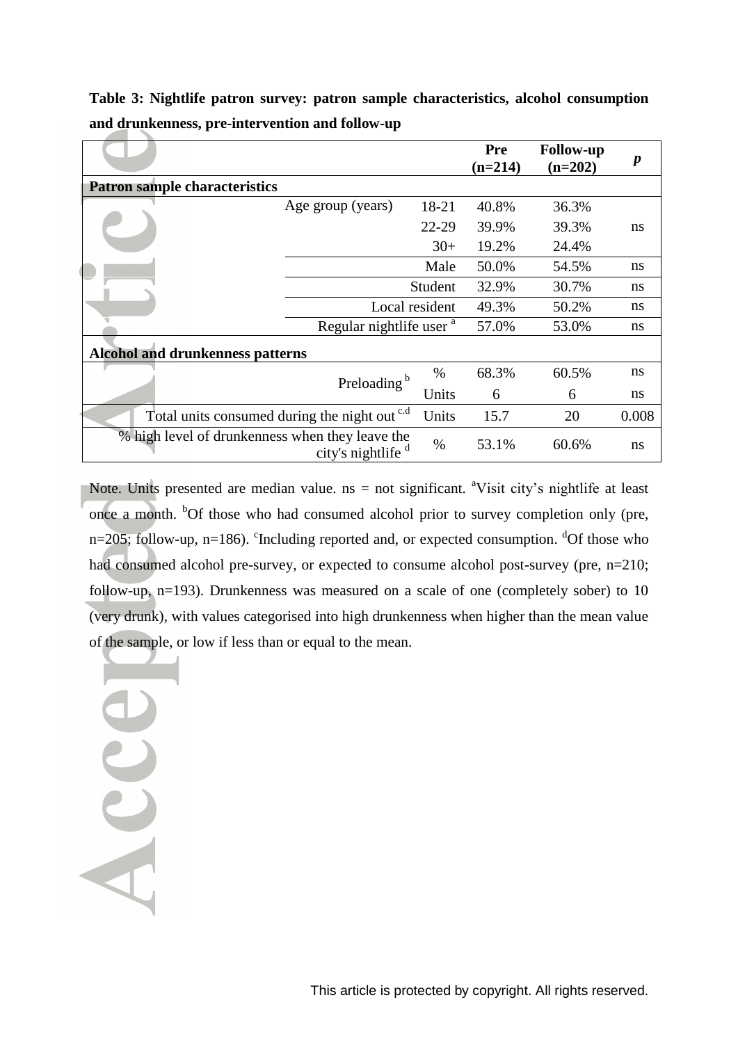**Table 3: Nightlife patron survey: patron sample characteristics, alcohol consumption and drunkenness, pre-intervention and follow-up**

| | | | Pre (n=214) | Follow-up (n=202) | *p* |
|---|---|---|---|---|---|
| **Patron sample characteristics** | | | | | |
| | Age group (years) | 18-21 | 40.8% | 36.3% | |
| | | 22-29 | 39.9% | 39.3% | ns |
| | | 30+ | 19.2% | 24.4% | |
| | | Male | 50.0% | 54.5% | ns |
| | | Student | 32.9% | 30.7% | ns |
| | | Local resident | 49.3% | 50.2% | ns |
| | | Regular nightlife user [a] | 57.0% | 53.0% | ns |
| **Alcohol and drunkenness patterns** | | | | | |
| | Preloading [b] | % | 68.3% | 60.5% | ns |
| | | Units | 6 | 6 | ns |
| Total units consumed during the night out [c,d] | | Units | 15.7 | 20 | 0.008 |
| % high level of drunkenness when they leave the city's nightlife [d] | | % | 53.1% | 60.6% | ns |

Note. Units presented are median value. ns = not significant. [a]Visit city's nightlife at least once a month. [b]Of those who had consumed alcohol prior to survey completion only (pre, n=205; follow-up, n=186). [c]Including reported and, or expected consumption. [d]Of those who had consumed alcohol pre-survey, or expected to consume alcohol post-survey (pre, n=210; follow-up, n=193). Drunkenness was measured on a scale of one (completely sober) to 10 (very drunk), with values categorised into high drunkenness when higher than the mean value of the sample, or low if less than or equal to the mean.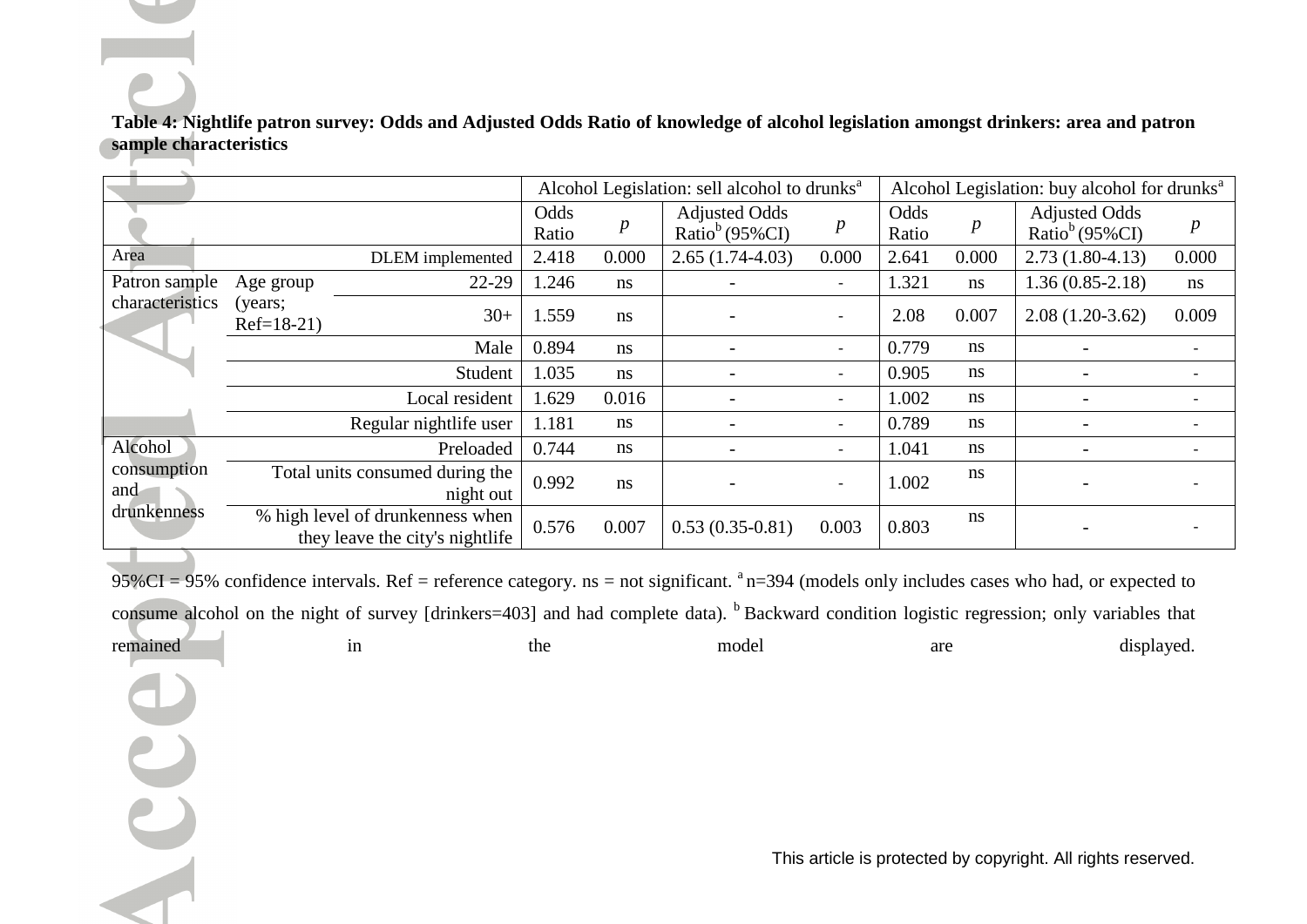**Table 4: Nightlife patron survey: Odds and Adjusted Odds Ratio of knowledge of alcohol legislation amongst drinkers: area and patron sample characteristics**

| | | | Alcohol Legislation: sell alcohol to drunks[a] | | | | Alcohol Legislation: buy alcohol for drunks[a] | | | |
|---|---|---|---|---|---|---|---|---|---|---|
| | | | Odds Ratio | *p* | Adjusted Odds Ratio[b] (95%CI) | *p* | Odds Ratio | *p* | Adjusted Odds Ratio[b] (95%CI) | *p* |
| Area | | DLEM implemented | 2.418 | 0.000 | 2.65 (1.74-4.03) | 0.000 | 2.641 | 0.000 | 2.73 (1.80-4.13) | 0.000 |
| Patron sample characteristics | Age group (years; Ref=18-21) | 22-29 | 1.246 | ns | - | - | 1.321 | ns | 1.36 (0.85-2.18) | ns |
| | | 30+ | 1.559 | ns | - | - | 2.08 | 0.007 | 2.08 (1.20-3.62) | 0.009 |
| | | Male | 0.894 | ns | - | - | 0.779 | ns | - | - |
| | | Student | 1.035 | ns | - | - | 0.905 | ns | - | - |
| | | Local resident | 1.629 | 0.016 | - | - | 1.002 | ns | - | - |
| | | Regular nightlife user | 1.181 | ns | - | - | 0.789 | ns | - | - |
| Alcohol consumption and drunkenness | | Preloaded | 0.744 | ns | - | - | 1.041 | ns | - | - |
| | | Total units consumed during the night out | 0.992 | ns | - | - | 1.002 | ns | - | - |
| | | % high level of drunkenness when they leave the city's nightlife | 0.576 | 0.007 | 0.53 (0.35-0.81) | 0.003 | 0.803 | ns | - | - |

95%CI = 95% confidence intervals. Ref = reference category. ns = not significant. [a] n=394 (models only includes cases who had, or expected to consume alcohol on the night of survey [drinkers=403] and had complete data). [b] Backward condition logistic regression; only variables that remained in the model are displayed.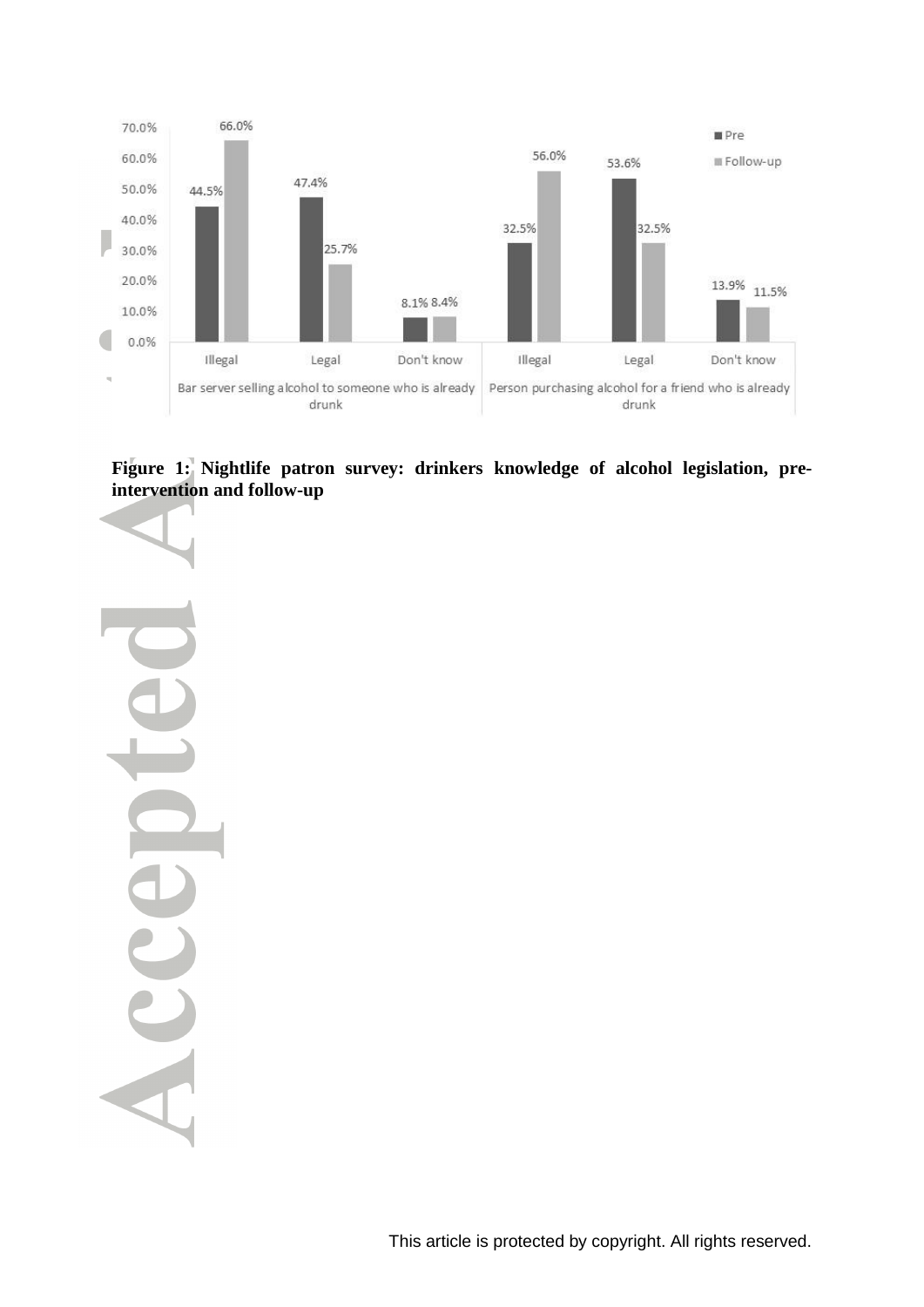70.0%
60.0%
50.0%
40.0%
30.0%
20.0%
10.0%
0.0%

Pre
Follow-up

44.5%
66.0%
47.4%
25.7%
8.1%
8.4%
32.5%
56.0%
53.6%
32.5%
13.9%
11.5%

Illegal
Legal
Don't know
Illegal
Legal
Don't know

Bar server selling alcohol to someone who is already drunk

Person purchasing alcohol for a friend who is already drunk

**Figure 1: Nightlife patron survey: drinkers knowledge of alcohol legislation, pre-intervention and follow-up**